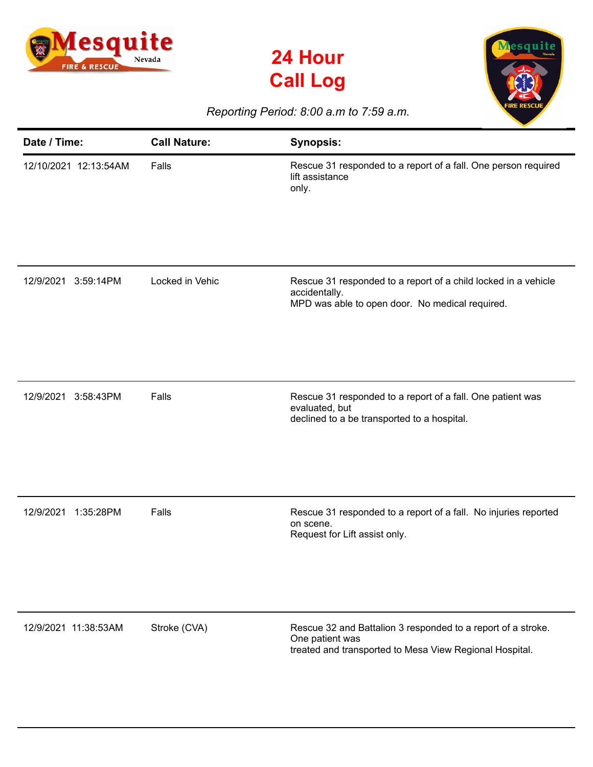# 24 Hour Call Log

*Reporting Period: 8:00 a.m to 7:59 a.m.*

| Date / Time: | Call Nature: | Synopsis: |
|---|---|---|
| 12/10/2021 12:13:54AM | Falls | Rescue 31 responded to a report of a fall. One person required lift assistance only. |
| 12/9/2021 3:59:14PM | Locked in Vehic | Rescue 31 responded to a report of a child locked in a vehicle accidentally. MPD was able to open door. No medical required. |
| 12/9/2021 3:58:43PM | Falls | Rescue 31 responded to a report of a fall. One patient was evaluated, but declined to a be transported to a hospital. |
| 12/9/2021 1:35:28PM | Falls | Rescue 31 responded to a report of a fall. No injuries reported on scene. Request for Lift assist only. |
| 12/9/2021 11:38:53AM | Stroke (CVA) | Rescue 32 and Battalion 3 responded to a report of a stroke. One patient was treated and transported to Mesa View Regional Hospital. |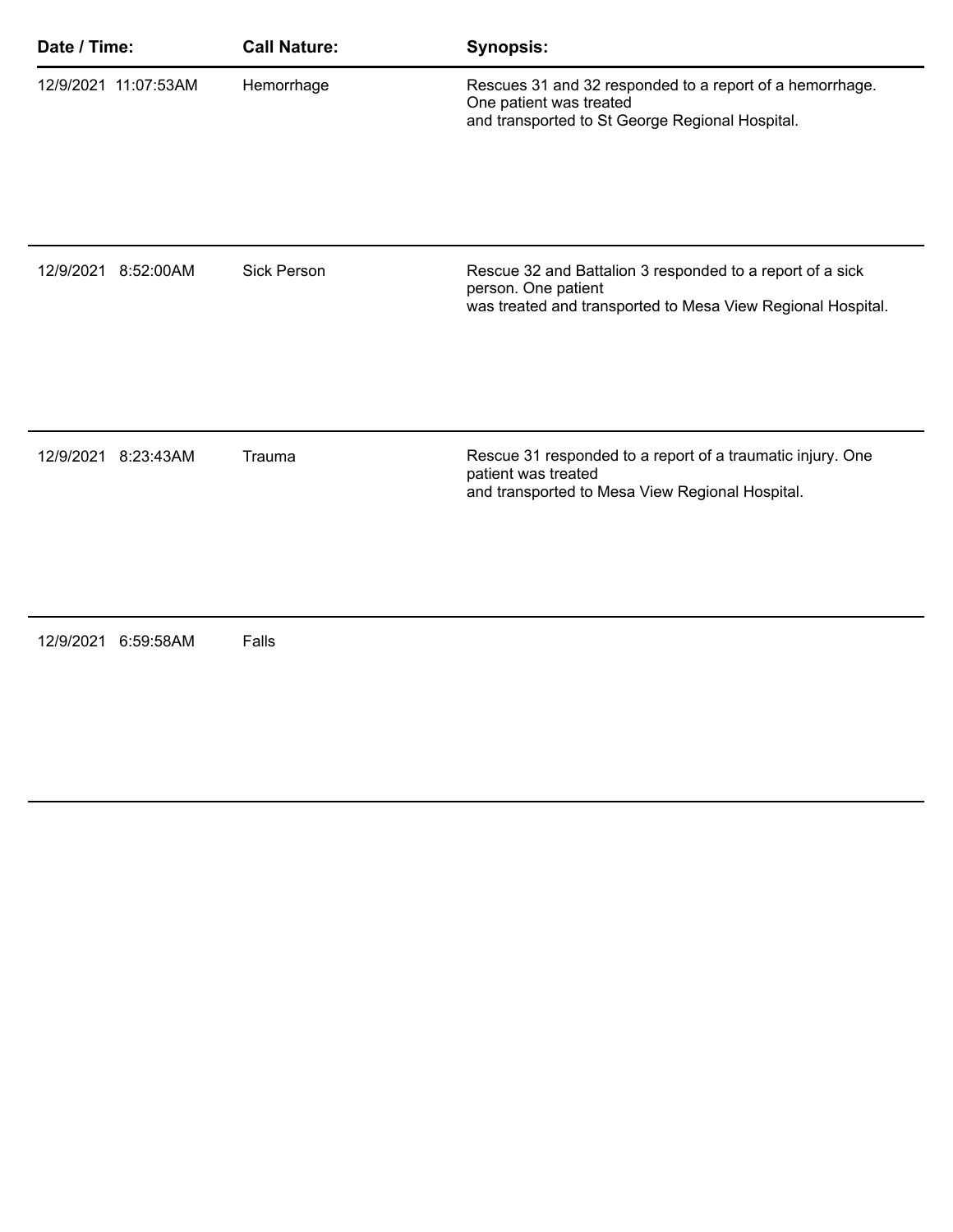| Date / Time: | Call Nature: | Synopsis: |
| --- | --- | --- |
| 12/9/2021 11:07:53AM | Hemorrhage | Rescues 31 and 32 responded to a report of a hemorrhage. One patient was treated and transported to St George Regional Hospital. |
| 12/9/2021 8:52:00AM | Sick Person | Rescue 32 and Battalion 3 responded to a report of a sick person. One patient was treated and transported to Mesa View Regional Hospital. |
| 12/9/2021 8:23:43AM | Trauma | Rescue 31 responded to a report of a traumatic injury. One patient was treated and transported to Mesa View Regional Hospital. |
| 12/9/2021 6:59:58AM | Falls | |